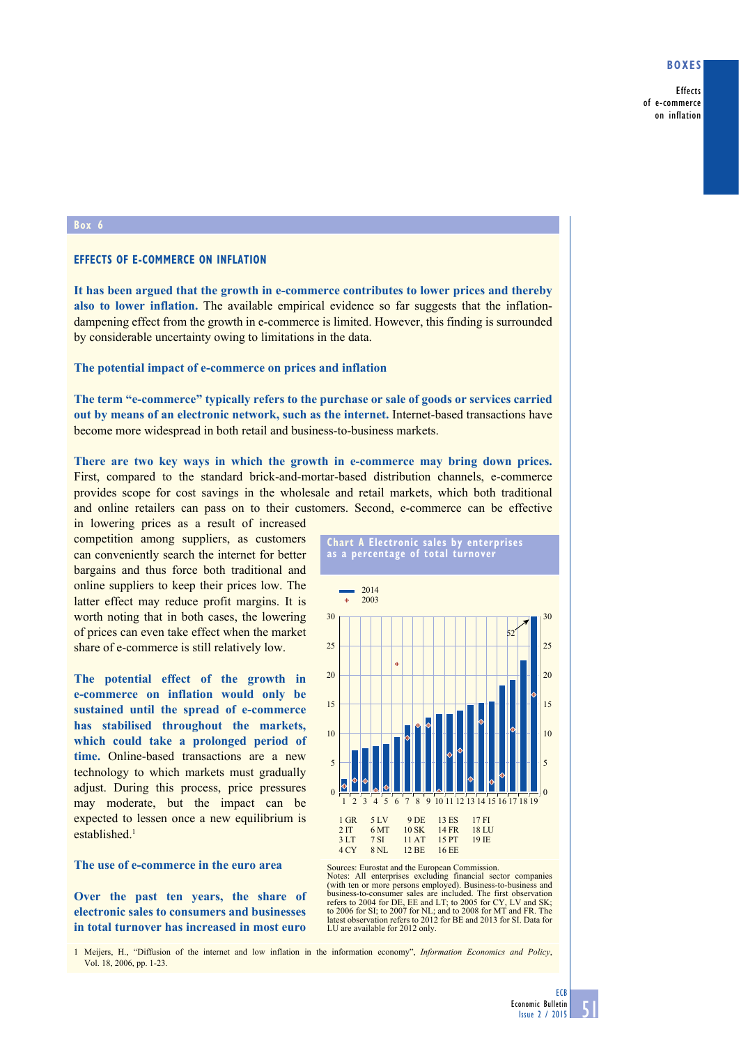Box 6

## EFFECTS OF E-COMMERCE ON INFLATION

**It has been argued that the growth in e-commerce contributes to lower prices and thereby also to lower inflation.** The available empirical evidence so far suggests that the inflation-dampening effect from the growth in e-commerce is limited. However, this finding is surrounded by considerable uncertainty owing to limitations in the data.

### The potential impact of e-commerce on prices and inflation

**The term "e-commerce" typically refers to the purchase or sale of goods or services carried out by means of an electronic network, such as the internet.** Internet-based transactions have become more widespread in both retail and business-to-business markets.

**There are two key ways in which the growth in e-commerce may bring down prices.** First, compared to the standard brick-and-mortar-based distribution channels, e-commerce provides scope for cost savings in the wholesale and retail markets, which both traditional and online retailers can pass on to their customers. Second, e-commerce can be effective in lowering prices as a result of increased competition among suppliers, as customers can conveniently search the internet for better bargains and thus force both traditional and online suppliers to keep their prices low. The latter effect may reduce profit margins. It is worth noting that in both cases, the lowering of prices can even take effect when the market share of e-commerce is still relatively low.

**The potential effect of the growth in e-commerce on inflation would only be sustained until the spread of e-commerce has stabilised throughout the markets, which could take a prolonged period of time.** Online-based transactions are a new technology to which markets must gradually adjust. During this process, price pressures may moderate, but the impact can be expected to lessen once a new equilibrium is established.[1]

### The use of e-commerce in the euro area

**Over the past ten years, the share of electronic sales to consumers and businesses in total turnover has increased in most euro**

**Chart A Electronic sales by enterprises as a percentage of total turnover**

Legend: 2014 (bars); 2003 (markers)

1 GR, 2 IT, 3 LT, 4 CY, 5 LV, 6 MT, 7 SI, 8 NL, 9 DE, 10 SK, 11 AT, 12 BE, 13 ES, 14 FR, 15 PT, 16 EE, 17 FI, 18 LU, 19 IE

Sources: Eurostat and the European Commission.
Notes: All enterprises excluding financial sector companies (with ten or more persons employed). Business-to-business and business-to-consumer sales are included. The first observation refers to 2004 for DE, EE and LT; to 2005 for CY, LV and SK; to 2006 for SI; to 2007 for NL; and to 2008 for MT and FR. The latest observation refers to 2012 for BE and 2013 for SI. Data for LU are available for 2012 only.

1 Meijers, H., "Diffusion of the internet and low inflation in the information economy", *Information Economics and Policy*, Vol. 18, 2006, pp. 1-23.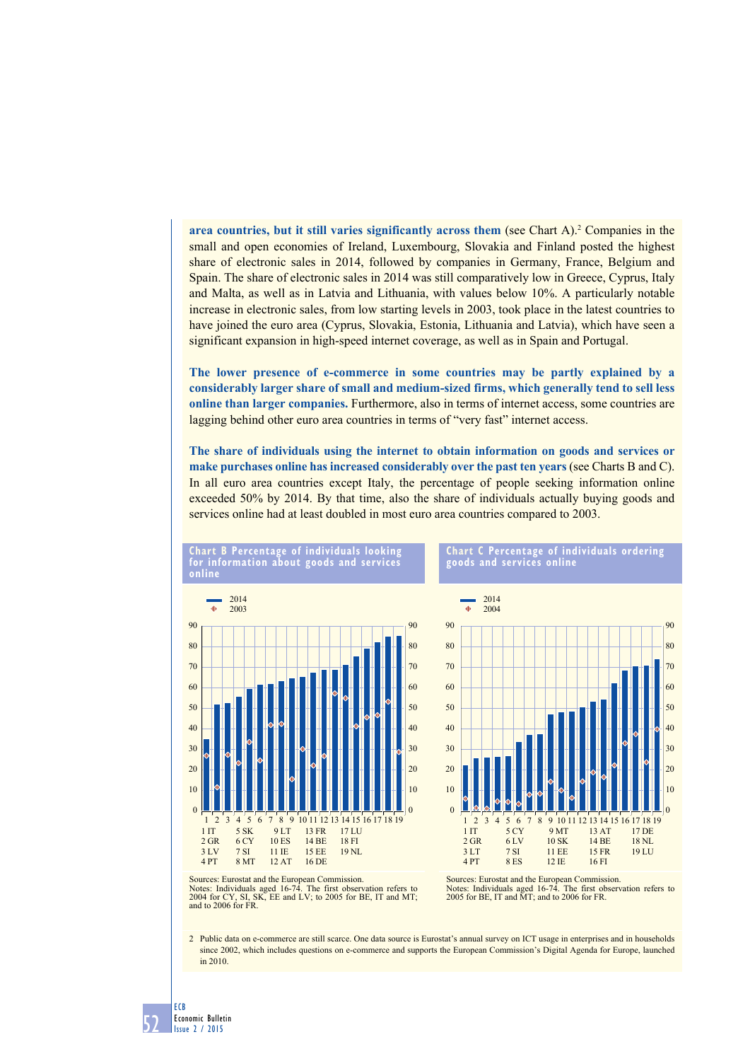**area countries, but it still varies significantly across them** (see Chart A).[2] Companies in the small and open economies of Ireland, Luxembourg, Slovakia and Finland posted the highest share of electronic sales in 2014, followed by companies in Germany, France, Belgium and Spain. The share of electronic sales in 2014 was still comparatively low in Greece, Cyprus, Italy and Malta, as well as in Latvia and Lithuania, with values below 10%. A particularly notable increase in electronic sales, from low starting levels in 2003, took place in the latest countries to have joined the euro area (Cyprus, Slovakia, Estonia, Lithuania and Latvia), which have seen a significant expansion in high-speed internet coverage, as well as in Spain and Portugal.

**The lower presence of e-commerce in some countries may be partly explained by a considerably larger share of small and medium-sized firms, which generally tend to sell less online than larger companies.** Furthermore, also in terms of internet access, some countries are lagging behind other euro area countries in terms of "very fast" internet access.

**The share of individuals using the internet to obtain information on goods and services or make purchases online has increased considerably over the past ten years** (see Charts B and C). In all euro area countries except Italy, the percentage of people seeking information online exceeded 50% by 2014. By that time, also the share of individuals actually buying goods and services online had at least doubled in most euro area countries compared to 2003.

**Chart B Percentage of individuals looking for information about goods and services online**

Legend: 2014 (bars); 2003 (markers)

1 IT, 2 GR, 3 LV, 4 PT, 5 SK, 6 CY, 7 SI, 8 MT, 9 LT, 10 ES, 11 IE, 12 AT, 13 FR, 14 BE, 15 EE, 16 DE, 17 LU, 18 FI, 19 NL

Sources: Eurostat and the European Commission.
Notes: Individuals aged 16-74. The first observation refers to 2004 for CY, SI, SK, EE and LV; to 2005 for BE, IT and MT; and to 2006 for FR.

**Chart C Percentage of individuals ordering goods and services online**

Legend: 2014 (bars); 2004 (markers)

1 IT, 2 GR, 3 LT, 4 PT, 5 CY, 6 LV, 7 SI, 8 ES, 9 MT, 10 SK, 11 EE, 12 IE, 13 AT, 14 BE, 15 FR, 16 FI, 17 DE, 18 NL, 19 LU

Sources: Eurostat and the European Commission.
Notes: Individuals aged 16-74. The first observation refers to 2005 for BE, IT and MT; and to 2006 for FR.

2 Public data on e-commerce are still scarce. One data source is Eurostat's annual survey on ICT usage in enterprises and in households since 2002, which includes questions on e-commerce and supports the European Commission's Digital Agenda for Europe, launched in 2010.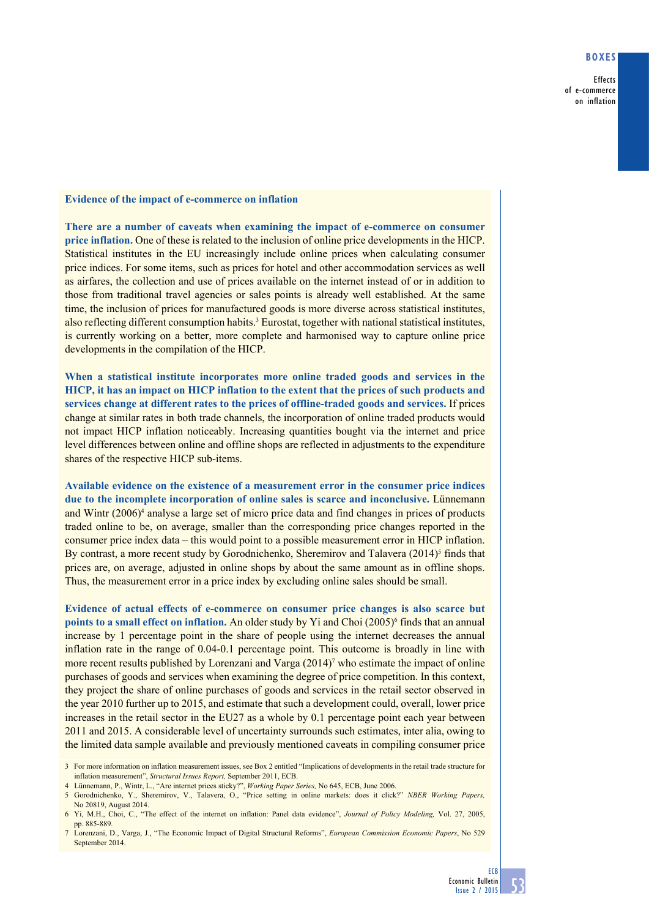### Evidence of the impact of e-commerce on inflation

**There are a number of caveats when examining the impact of e-commerce on consumer price inflation.** One of these is related to the inclusion of online price developments in the HICP. Statistical institutes in the EU increasingly include online prices when calculating consumer price indices. For some items, such as prices for hotel and other accommodation services as well as airfares, the collection and use of prices available on the internet instead of or in addition to those from traditional travel agencies or sales points is already well established. At the same time, the inclusion of prices for manufactured goods is more diverse across statistical institutes, also reflecting different consumption habits.[3] Eurostat, together with national statistical institutes, is currently working on a better, more complete and harmonised way to capture online price developments in the compilation of the HICP.

**When a statistical institute incorporates more online traded goods and services in the HICP, it has an impact on HICP inflation to the extent that the prices of such products and services change at different rates to the prices of offline-traded goods and services.** If prices change at similar rates in both trade channels, the incorporation of online traded products would not impact HICP inflation noticeably. Increasing quantities bought via the internet and price level differences between online and offline shops are reflected in adjustments to the expenditure shares of the respective HICP sub-items.

**Available evidence on the existence of a measurement error in the consumer price indices due to the incomplete incorporation of online sales is scarce and inconclusive.** Lünnemann and Wintr (2006)[4] analyse a large set of micro price data and find changes in prices of products traded online to be, on average, smaller than the corresponding price changes reported in the consumer price index data – this would point to a possible measurement error in HICP inflation. By contrast, a more recent study by Gorodnichenko, Sheremirov and Talavera (2014)[5] finds that prices are, on average, adjusted in online shops by about the same amount as in offline shops. Thus, the measurement error in a price index by excluding online sales should be small.

**Evidence of actual effects of e-commerce on consumer price changes is also scarce but points to a small effect on inflation.** An older study by Yi and Choi (2005)[6] finds that an annual increase by 1 percentage point in the share of people using the internet decreases the annual inflation rate in the range of 0.04-0.1 percentage point. This outcome is broadly in line with more recent results published by Lorenzani and Varga (2014)[7] who estimate the impact of online purchases of goods and services when examining the degree of price competition. In this context, they project the share of online purchases of goods and services in the retail sector observed in the year 2010 further up to 2015, and estimate that such a development could, overall, lower price increases in the retail sector in the EU27 as a whole by 0.1 percentage point each year between 2011 and 2015. A considerable level of uncertainty surrounds such estimates, inter alia, owing to the limited data sample available and previously mentioned caveats in compiling consumer price

---

3 For more information on inflation measurement issues, see Box 2 entitled "Implications of developments in the retail trade structure for inflation measurement", *Structural Issues Report,* September 2011, ECB.

4 Lünnemann, P., Wintr, L., "Are internet prices sticky?", *Working Paper Series,* No 645, ECB, June 2006.

5 Gorodnichenko, Y., Sheremirov, V., Talavera, O., "Price setting in online markets: does it click?" *NBER Working Papers,* No 20819, August 2014.

6 Yi, M.H., Choi, C., "The effect of the internet on inflation: Panel data evidence", *Journal of Policy Modeling,* Vol. 27, 2005, pp. 885-889.

7 Lorenzani, D., Varga, J., "The Economic Impact of Digital Structural Reforms", *European Commission Economic Papers*, No 529 September 2014.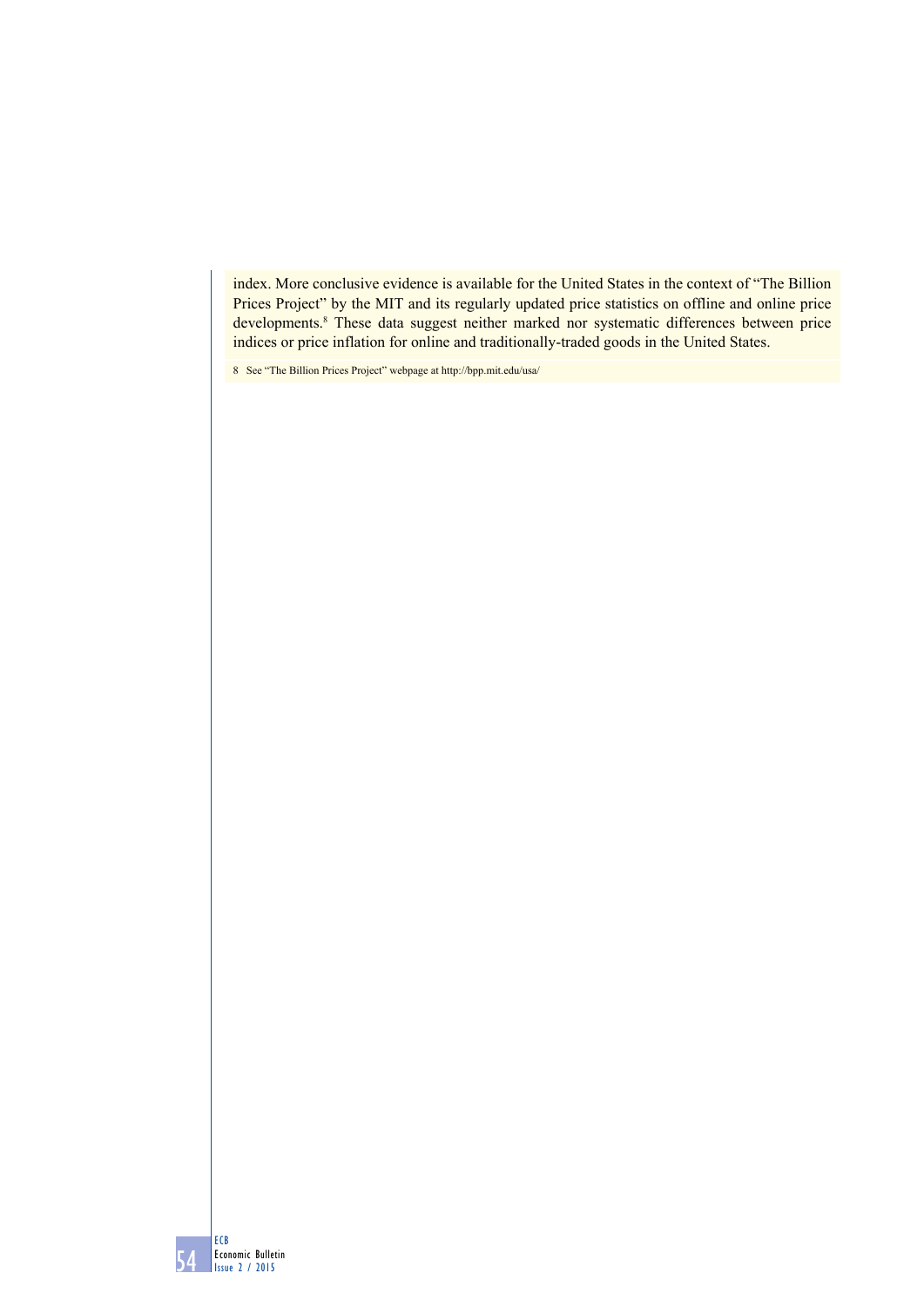index. More conclusive evidence is available for the United States in the context of "The Billion Prices Project" by the MIT and its regularly updated price statistics on offline and online price developments.[8] These data suggest neither marked nor systematic differences between price indices or price inflation for online and traditionally-traded goods in the United States.

8 See "The Billion Prices Project" webpage at http://bpp.mit.edu/usa/